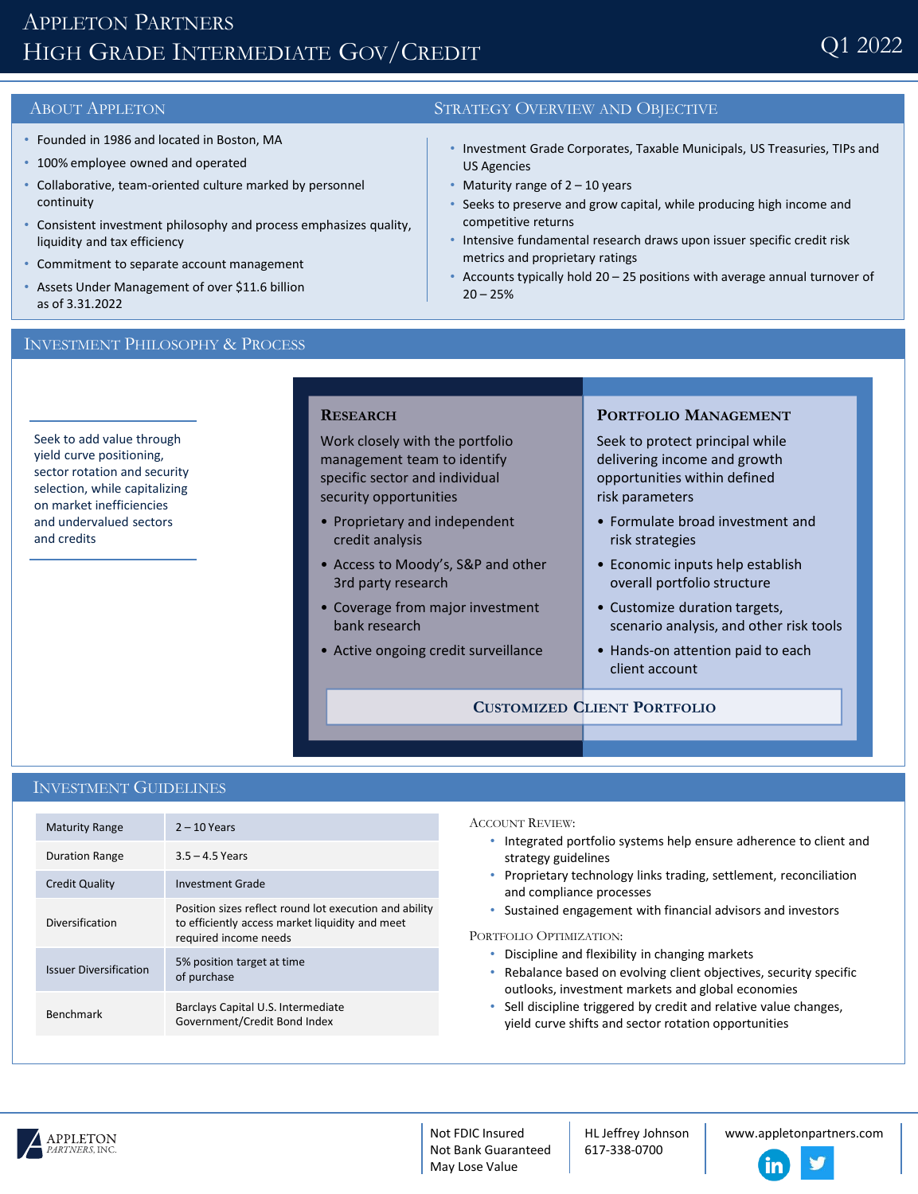# Appleton Partners
# High Grade Intermediate Gov/Credit

Q1 2022

## About Appleton

- Founded in 1986 and located in Boston, MA
- 100% employee owned and operated
- Collaborative, team-oriented culture marked by personnel continuity
- Consistent investment philosophy and process emphasizes quality, liquidity and tax efficiency
- Commitment to separate account management
- Assets Under Management of over $11.6 billion as of 3.31.2022

## Strategy Overview and Objective

- Investment Grade Corporates, Taxable Municipals, US Treasuries, TIPs and US Agencies
- Maturity range of 2 – 10 years
- Seeks to preserve and grow capital, while producing high income and competitive returns
- Intensive fundamental research draws upon issuer specific credit risk metrics and proprietary ratings
- Accounts typically hold 20 – 25 positions with average annual turnover of 20 – 25%

## Investment Philosophy & Process

Seek to add value through yield curve positioning, sector rotation and security selection, while capitalizing on market inefficiencies and undervalued sectors and credits

### Research

Work closely with the portfolio management team to identify specific sector and individual security opportunities

- Proprietary and independent credit analysis
- Access to Moody's, S&P and other 3rd party research
- Coverage from major investment bank research
- Active ongoing credit surveillance

### Portfolio Management

Seek to protect principal while delivering income and growth opportunities within defined risk parameters

- Formulate broad investment and risk strategies
- Economic inputs help establish overall portfolio structure
- Customize duration targets, scenario analysis, and other risk tools
- Hands-on attention paid to each client account

**Customized Client Portfolio**

## Investment Guidelines

| | |
|---|---|
| Maturity Range | 2 – 10 Years |
| Duration Range | 3.5 – 4.5 Years |
| Credit Quality | Investment Grade |
| Diversification | Position sizes reflect round lot execution and ability to efficiently access market liquidity and meet required income needs |
| Issuer Diversification | 5% position target at time of purchase |
| Benchmark | Barclays Capital U.S. Intermediate Government/Credit Bond Index |

**Account Review:**

- Integrated portfolio systems help ensure adherence to client and strategy guidelines
- Proprietary technology links trading, settlement, reconciliation and compliance processes
- Sustained engagement with financial advisors and investors

**Portfolio Optimization:**

- Discipline and flexibility in changing markets
- Rebalance based on evolving client objectives, security specific outlooks, investment markets and global economies
- Sell discipline triggered by credit and relative value changes, yield curve shifts and sector rotation opportunities

Appleton Partners, Inc.

Not FDIC Insured
Not Bank Guaranteed
May Lose Value

HL Jeffrey Johnson
617-338-0700

www.appletonpartners.com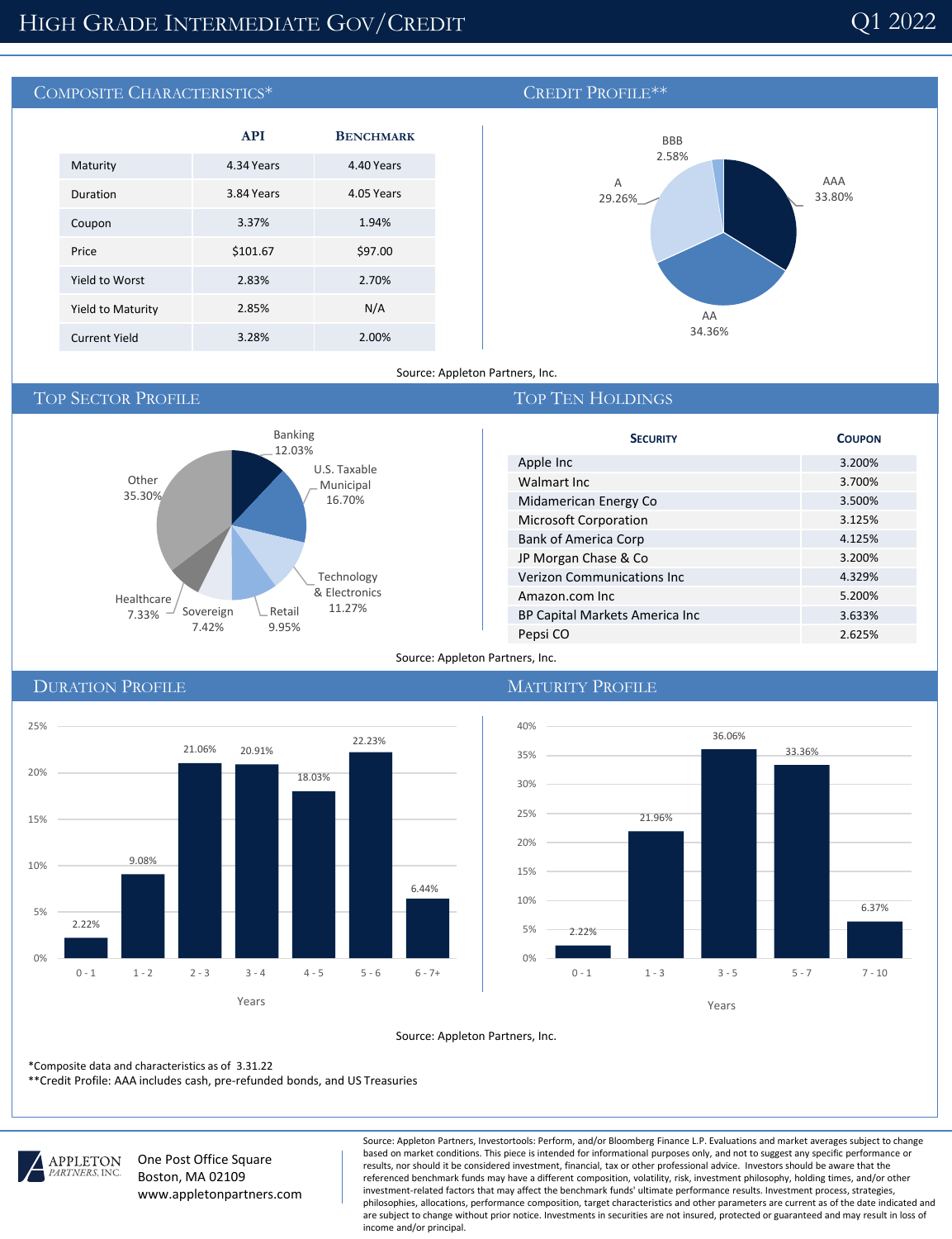# High Grade Intermediate Gov/Credit

Q1 2022

## Composite Characteristics*

| | API | Benchmark |
|---|---|---|
| Maturity | 4.34 Years | 4.40 Years |
| Duration | 3.84 Years | 4.05 Years |
| Coupon | 3.37% | 1.94% |
| Price | $101.67 | $97.00 |
| Yield to Worst | 2.83% | 2.70% |
| Yield to Maturity | 2.85% | N/A |
| Current Yield | 3.28% | 2.00% |

## Credit Profile**

BBB 2.58%
A 29.26%
AAA 33.80%
AA 34.36%

Source: Appleton Partners, Inc.

## Top Sector Profile

Banking 12.03%
U.S. Taxable Municipal 16.70%
Technology & Electronics 11.27%
Retail 9.95%
Sovereign 7.42%
Healthcare 7.33%
Other 35.30%

## Top Ten Holdings

| Security | Coupon |
|---|---|
| Apple Inc | 3.200% |
| Walmart Inc | 3.700% |
| Midamerican Energy Co | 3.500% |
| Microsoft Corporation | 3.125% |
| Bank of America Corp | 4.125% |
| JP Morgan Chase & Co | 3.200% |
| Verizon Communications Inc | 4.329% |
| Amazon.com Inc | 5.200% |
| BP Capital Markets America Inc | 3.633% |
| Pepsi CO | 2.625% |

Source: Appleton Partners, Inc.

## Duration Profile

25% 20% 15% 10% 5% 0%

0 - 1: 2.22%
1 - 2: 9.08%
2 - 3: 21.06%
3 - 4: 20.91%
4 - 5: 18.03%
5 - 6: 22.23%
6 - 7+: 6.44%

Years

## Maturity Profile

40% 35% 30% 25% 20% 15% 10% 5% 0%

0 - 1: 2.22%
1 - 3: 21.96%
3 - 5: 36.06%
5 - 7: 33.36%
7 - 10: 6.37%

Years

Source: Appleton Partners, Inc.

*Composite data and characteristics as of 3.31.22
**Credit Profile: AAA includes cash, pre-refunded bonds, and US Treasuries

APPLETON PARTNERS, INC.

One Post Office Square
Boston, MA 02109
www.appletonpartners.com

Source: Appleton Partners, Investortools: Perform, and/or Bloomberg Finance L.P. Evaluations and market averages subject to change based on market conditions. This piece is intended for informational purposes only, and not to suggest any specific performance or results, nor should it be considered investment, financial, tax or other professional advice. Investors should be aware that the referenced benchmark funds may have a different composition, volatility, risk, investment philosophy, holding times, and/or other investment-related factors that may affect the benchmark funds' ultimate performance results. Investment process, strategies, philosophies, allocations, performance composition, target characteristics and other parameters are current as of the date indicated and are subject to change without prior notice. Investments in securities are not insured, protected or guaranteed and may result in loss of income and/or principal.